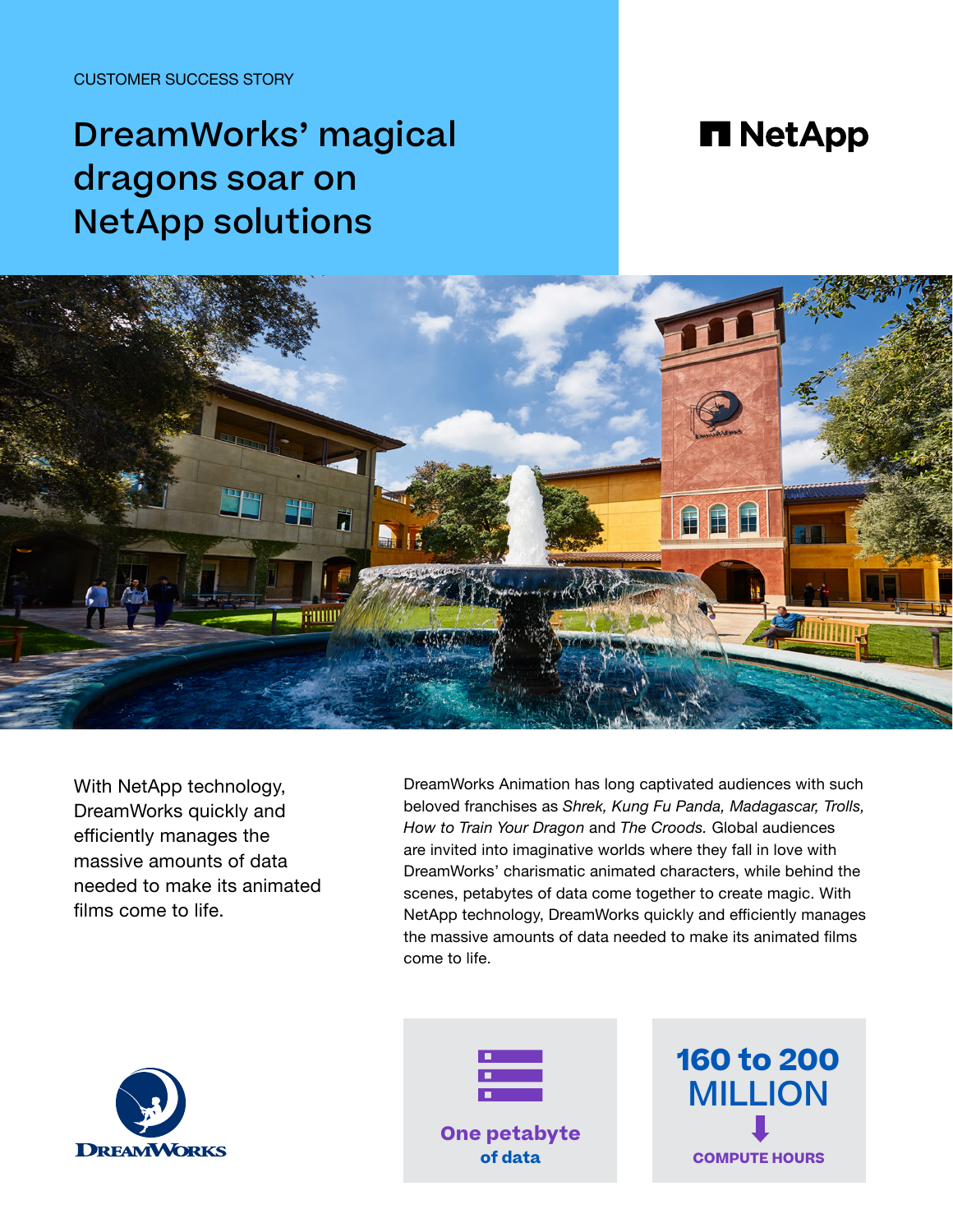CUSTOMER SUCCESS STORY

# DreamWorks' magical dragons soar on NetApp solutions

NetApp

With NetApp technology, DreamWorks quickly and efficiently manages the massive amounts of data needed to make its animated films come to life.

DreamWorks Animation has long captivated audiences with such beloved franchises as *Shrek, Kung Fu Panda, Madagascar, Trolls, How to Train Your Dragon* and *The Croods.* Global audiences are invited into imaginative worlds where they fall in love with DreamWorks' charismatic animated characters, while behind the scenes, petabytes of data come together to create magic. With NetApp technology, DreamWorks quickly and efficiently manages the massive amounts of data needed to make its animated films come to life.

DreamWorks

**One petabyte of data**

**160 to 200 MILLION COMPUTE HOURS**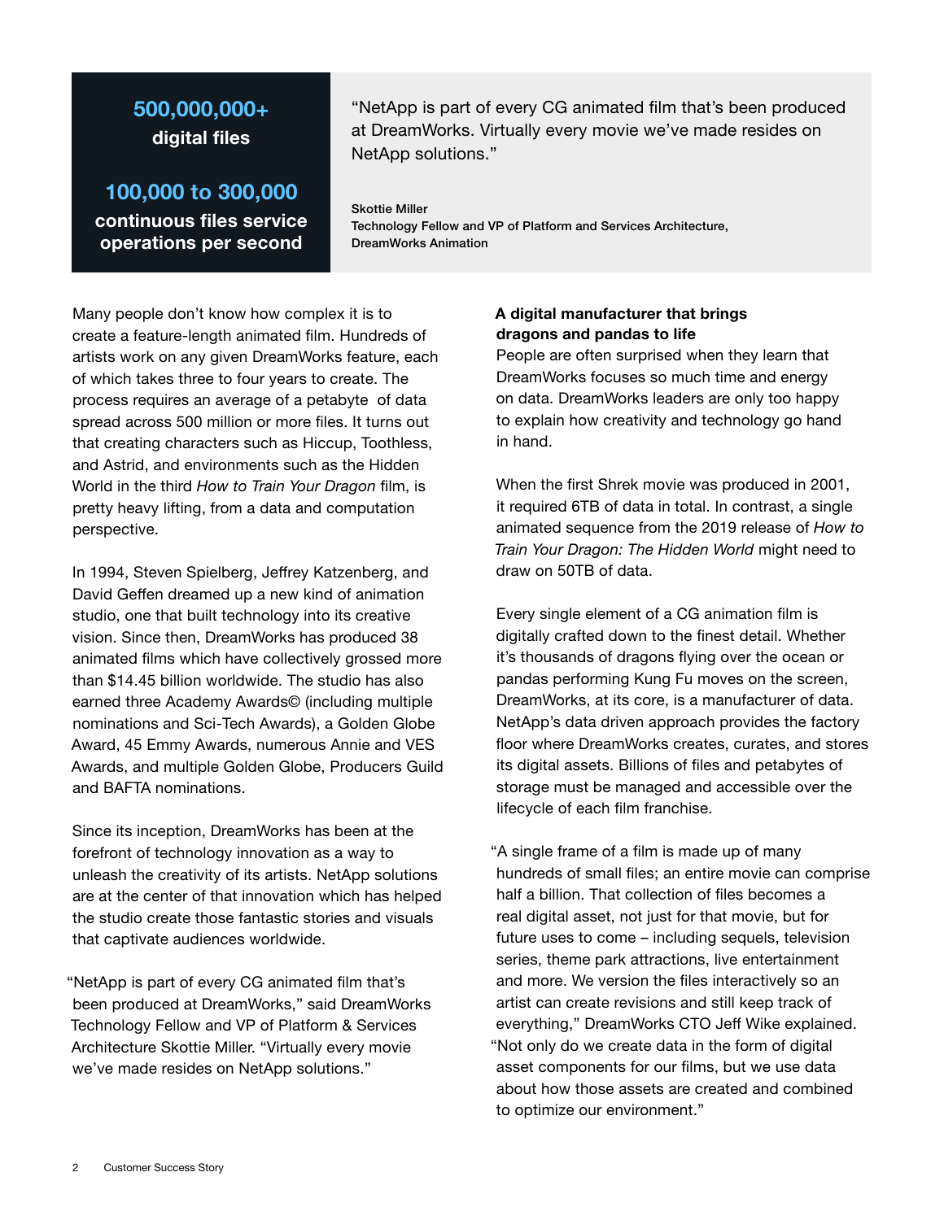**500,000,000+**
**digital files**

**100,000 to 300,000**
**continuous files service operations per second**

"NetApp is part of every CG animated film that's been produced at DreamWorks. Virtually every movie we've made resides on NetApp solutions."

**Skottie Miller**
**Technology Fellow and VP of Platform and Services Architecture, DreamWorks Animation**

Many people don't know how complex it is to create a feature-length animated film. Hundreds of artists work on any given DreamWorks feature, each of which takes three to four years to create. The process requires an average of a petabyte of data spread across 500 million or more files. It turns out that creating characters such as Hiccup, Toothless, and Astrid, and environments such as the Hidden World in the third *How to Train Your Dragon* film, is pretty heavy lifting, from a data and computation perspective.

In 1994, Steven Spielberg, Jeffrey Katzenberg, and David Geffen dreamed up a new kind of animation studio, one that built technology into its creative vision. Since then, DreamWorks has produced 38 animated films which have collectively grossed more than $14.45 billion worldwide. The studio has also earned three Academy Awards© (including multiple nominations and Sci-Tech Awards), a Golden Globe Award, 45 Emmy Awards, numerous Annie and VES Awards, and multiple Golden Globe, Producers Guild and BAFTA nominations.

Since its inception, DreamWorks has been at the forefront of technology innovation as a way to unleash the creativity of its artists. NetApp solutions are at the center of that innovation which has helped the studio create those fantastic stories and visuals that captivate audiences worldwide.

"NetApp is part of every CG animated film that's been produced at DreamWorks," said DreamWorks Technology Fellow and VP of Platform & Services Architecture Skottie Miller. "Virtually every movie we've made resides on NetApp solutions."

### A digital manufacturer that brings dragons and pandas to life

People are often surprised when they learn that DreamWorks focuses so much time and energy on data. DreamWorks leaders are only too happy to explain how creativity and technology go hand in hand.

When the first Shrek movie was produced in 2001, it required 6TB of data in total. In contrast, a single animated sequence from the 2019 release of *How to Train Your Dragon: The Hidden World* might need to draw on 50TB of data.

Every single element of a CG animation film is digitally crafted down to the finest detail. Whether it's thousands of dragons flying over the ocean or pandas performing Kung Fu moves on the screen, DreamWorks, at its core, is a manufacturer of data. NetApp's data driven approach provides the factory floor where DreamWorks creates, curates, and stores its digital assets. Billions of files and petabytes of storage must be managed and accessible over the lifecycle of each film franchise.

"A single frame of a film is made up of many hundreds of small files; an entire movie can comprise half a billion. That collection of files becomes a real digital asset, not just for that movie, but for future uses to come – including sequels, television series, theme park attractions, live entertainment and more. We version the files interactively so an artist can create revisions and still keep track of everything," DreamWorks CTO Jeff Wike explained. "Not only do we create data in the form of digital asset components for our films, but we use data about how those assets are created and combined to optimize our environment."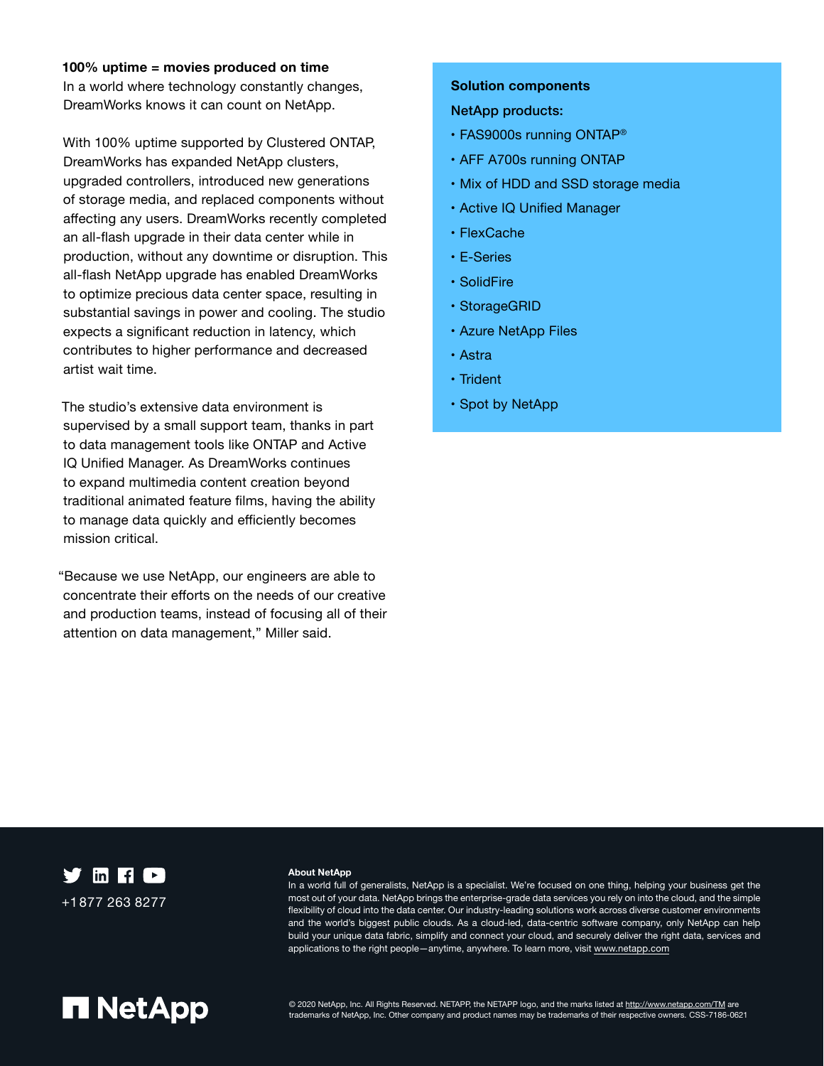**100% uptime = movies produced on time**

In a world where technology constantly changes, DreamWorks knows it can count on NetApp.

With 100% uptime supported by Clustered ONTAP, DreamWorks has expanded NetApp clusters, upgraded controllers, introduced new generations of storage media, and replaced components without affecting any users. DreamWorks recently completed an all-flash upgrade in their data center while in production, without any downtime or disruption. This all-flash NetApp upgrade has enabled DreamWorks to optimize precious data center space, resulting in substantial savings in power and cooling. The studio expects a significant reduction in latency, which contributes to higher performance and decreased artist wait time.

The studio's extensive data environment is supervised by a small support team, thanks in part to data management tools like ONTAP and Active IQ Unified Manager. As DreamWorks continues to expand multimedia content creation beyond traditional animated feature films, having the ability to manage data quickly and efficiently becomes mission critical.

"Because we use NetApp, our engineers are able to concentrate their efforts on the needs of our creative and production teams, instead of focusing all of their attention on data management," Miller said.

**Solution components**

**NetApp products:**

- FAS9000s running ONTAP®
- AFF A700s running ONTAP
- Mix of HDD and SSD storage media
- Active IQ Unified Manager
- FlexCache
- E-Series
- SolidFire
- StorageGRID
- Azure NetApp Files
- Astra
- Trident
- Spot by NetApp

+1 877 263 8277

**About NetApp**

In a world full of generalists, NetApp is a specialist. We're focused on one thing, helping your business get the most out of your data. NetApp brings the enterprise-grade data services you rely on into the cloud, and the simple flexibility of cloud into the data center. Our industry-leading solutions work across diverse customer environments and the world's biggest public clouds. As a cloud-led, data-centric software company, only NetApp can help build your unique data fabric, simplify and connect your cloud, and securely deliver the right data, services and applications to the right people—anytime, anywhere. To learn more, visit www.netapp.com

NetApp

© 2020 NetApp, Inc. All Rights Reserved. NETAPP, the NETAPP logo, and the marks listed at http://www.netapp.com/TM are trademarks of NetApp, Inc. Other company and product names may be trademarks of their respective owners. CSS-7186-0621